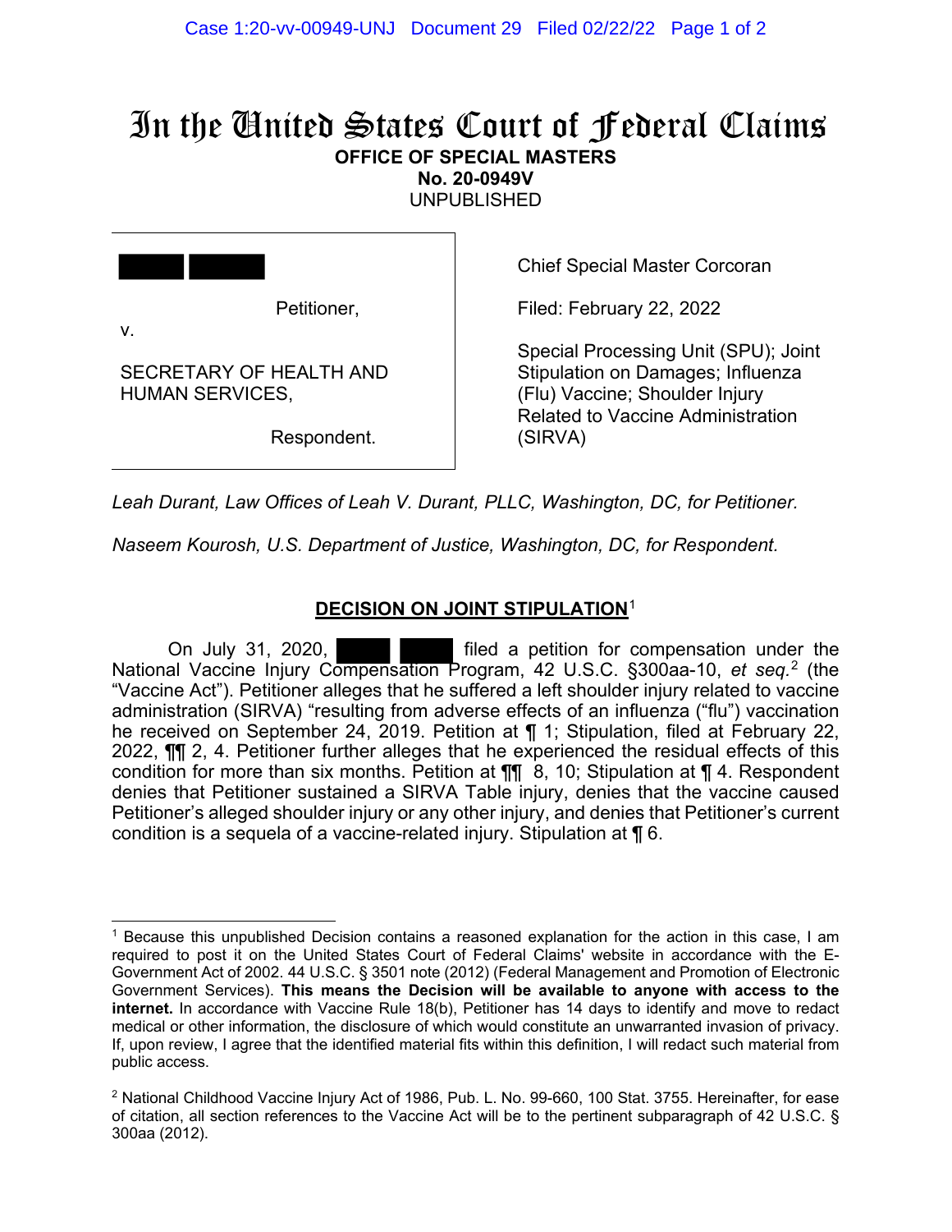# In the United States Court of Federal Claims

**OFFICE OF SPECIAL MASTERS**
**No. 20-0949V**
UNPUBLISHED

██████ ██████,

Petitioner,

v.

SECRETARY OF HEALTH AND HUMAN SERVICES,

Respondent.

Chief Special Master Corcoran

Filed: February 22, 2022

Special Processing Unit (SPU); Joint Stipulation on Damages; Influenza (Flu) Vaccine; Shoulder Injury Related to Vaccine Administration (SIRVA)

*Leah Durant, Law Offices of Leah V. Durant, PLLC, Washington, DC, for Petitioner.*

*Naseem Kourosh, U.S. Department of Justice, Washington, DC, for Respondent.*

## DECISION ON JOINT STIPULATION[1]

On July 31, 2020, ██████ ██████ filed a petition for compensation under the National Vaccine Injury Compensation Program, 42 U.S.C. §300aa-10, *et seq.*[2] (the "Vaccine Act"). Petitioner alleges that he suffered a left shoulder injury related to vaccine administration (SIRVA) "resulting from adverse effects of an influenza ("flu") vaccination he received on September 24, 2019. Petition at ¶ 1; Stipulation, filed at February 22, 2022, ¶¶ 2, 4. Petitioner further alleges that he experienced the residual effects of this condition for more than six months. Petition at ¶¶ 8, 10; Stipulation at ¶ 4. Respondent denies that Petitioner sustained a SIRVA Table injury, denies that the vaccine caused Petitioner's alleged shoulder injury or any other injury, and denies that Petitioner's current condition is a sequela of a vaccine-related injury. Stipulation at ¶ 6.

---

[1] Because this unpublished Decision contains a reasoned explanation for the action in this case, I am required to post it on the United States Court of Federal Claims' website in accordance with the E-Government Act of 2002. 44 U.S.C. § 3501 note (2012) (Federal Management and Promotion of Electronic Government Services). **This means the Decision will be available to anyone with access to the internet.** In accordance with Vaccine Rule 18(b), Petitioner has 14 days to identify and move to redact medical or other information, the disclosure of which would constitute an unwarranted invasion of privacy. If, upon review, I agree that the identified material fits within this definition, I will redact such material from public access.

[2] National Childhood Vaccine Injury Act of 1986, Pub. L. No. 99-660, 100 Stat. 3755. Hereinafter, for ease of citation, all section references to the Vaccine Act will be to the pertinent subparagraph of 42 U.S.C. § 300aa (2012).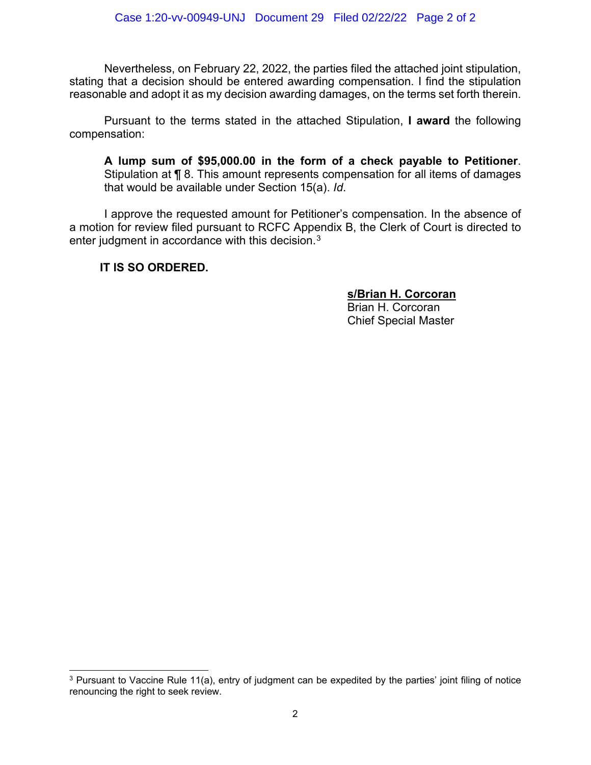Nevertheless, on February 22, 2022, the parties filed the attached joint stipulation, stating that a decision should be entered awarding compensation. I find the stipulation reasonable and adopt it as my decision awarding damages, on the terms set forth therein.

Pursuant to the terms stated in the attached Stipulation, **I award** the following compensation:

> **A lump sum of $95,000.00 in the form of a check payable to Petitioner**. Stipulation at ¶ 8. This amount represents compensation for all items of damages that would be available under Section 15(a). *Id*.

I approve the requested amount for Petitioner's compensation. In the absence of a motion for review filed pursuant to RCFC Appendix B, the Clerk of Court is directed to enter judgment in accordance with this decision.[3]

**IT IS SO ORDERED.**

**s/Brian H. Corcoran**
Brian H. Corcoran
Chief Special Master

---

[3] Pursuant to Vaccine Rule 11(a), entry of judgment can be expedited by the parties' joint filing of notice renouncing the right to seek review.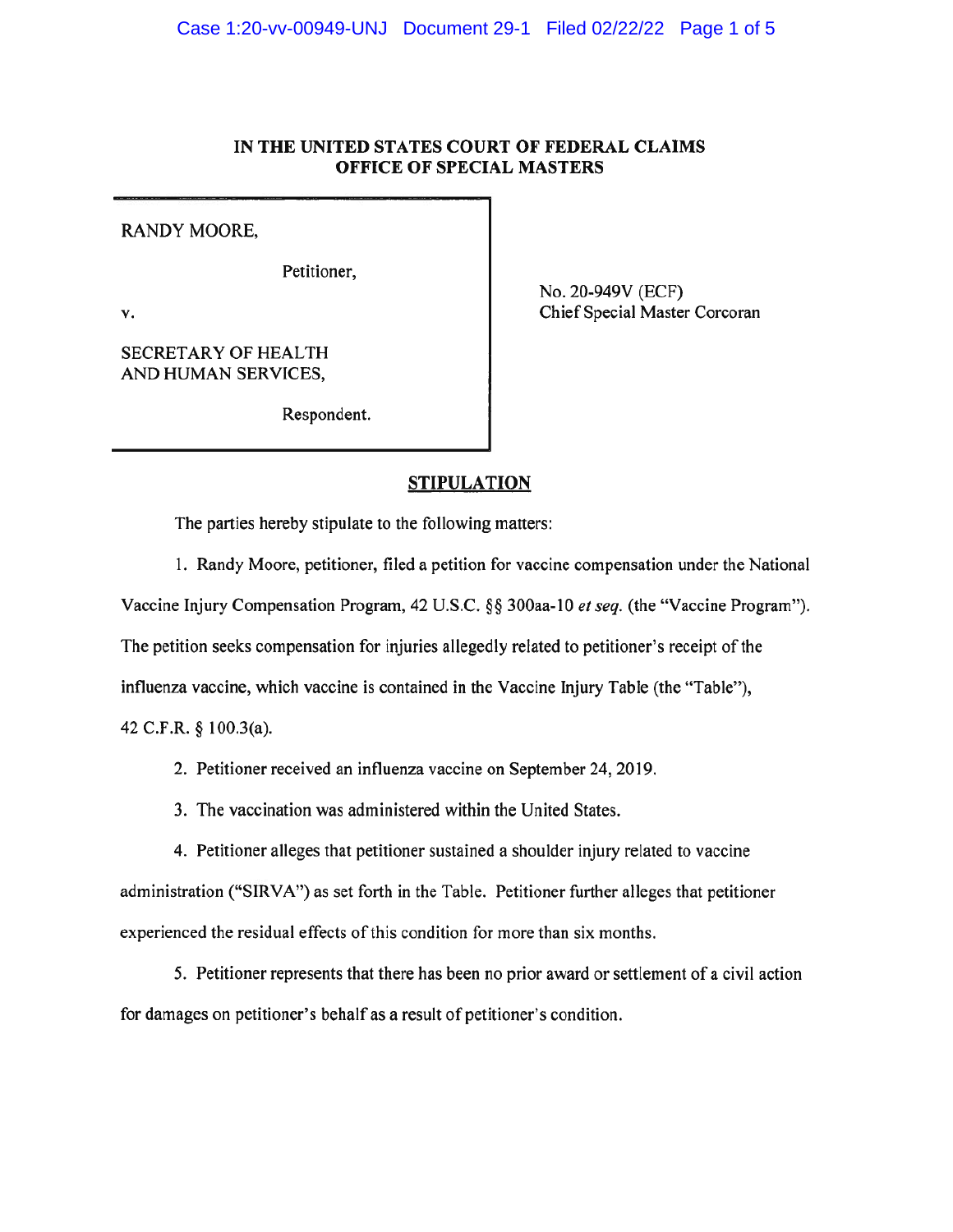**IN THE UNITED STATES COURT OF FEDERAL CLAIMS**
**OFFICE OF SPECIAL MASTERS**

| | |
|---|---|
| RANDY MOORE,<br><br>Petitioner,<br><br>v.<br><br>SECRETARY OF HEALTH AND HUMAN SERVICES,<br><br>Respondent. | No. 20-949V (ECF)<br>Chief Special Master Corcoran |

## STIPULATION

The parties hereby stipulate to the following matters:

1. Randy Moore, petitioner, filed a petition for vaccine compensation under the National Vaccine Injury Compensation Program, 42 U.S.C. §§ 300aa-10 *et seq.* (the "Vaccine Program"). The petition seeks compensation for injuries allegedly related to petitioner's receipt of the influenza vaccine, which vaccine is contained in the Vaccine Injury Table (the "Table"), 42 C.F.R. § 100.3(a).

2. Petitioner received an influenza vaccine on September 24, 2019.

3. The vaccination was administered within the United States.

4. Petitioner alleges that petitioner sustained a shoulder injury related to vaccine administration ("SIRVA") as set forth in the Table. Petitioner further alleges that petitioner experienced the residual effects of this condition for more than six months.

5. Petitioner represents that there has been no prior award or settlement of a civil action for damages on petitioner's behalf as a result of petitioner's condition.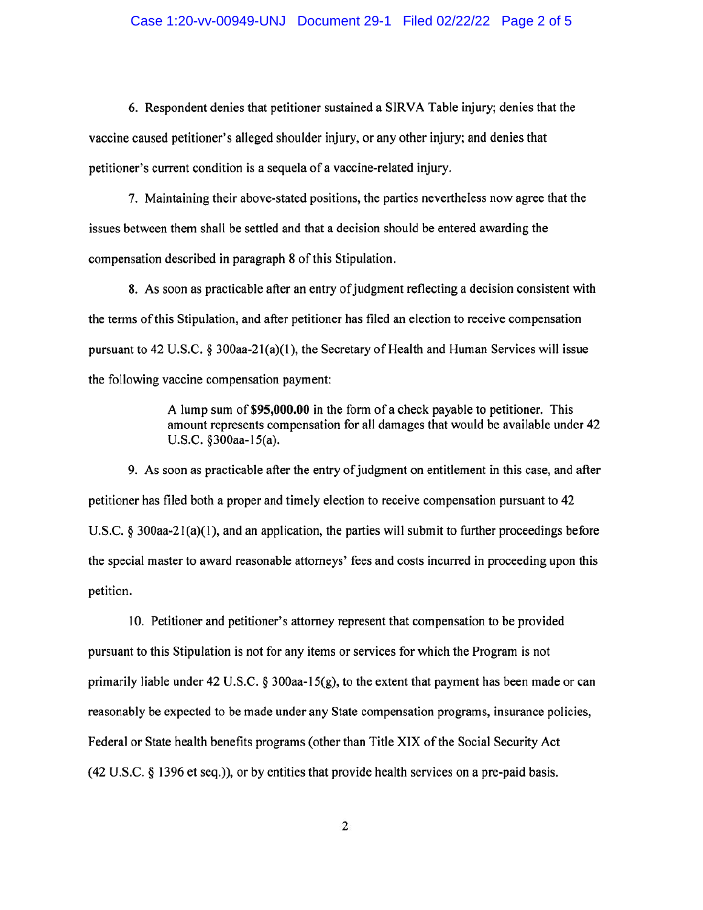6. Respondent denies that petitioner sustained a SIRVA Table injury; denies that the vaccine caused petitioner's alleged shoulder injury, or any other injury; and denies that petitioner's current condition is a sequela of a vaccine-related injury.

7. Maintaining their above-stated positions, the parties nevertheless now agree that the issues between them shall be settled and that a decision should be entered awarding the compensation described in paragraph 8 of this Stipulation.

8. As soon as practicable after an entry of judgment reflecting a decision consistent with the terms of this Stipulation, and after petitioner has filed an election to receive compensation pursuant to 42 U.S.C. § 300aa-21(a)(1), the Secretary of Health and Human Services will issue the following vaccine compensation payment:

> A lump sum of **$95,000.00** in the form of a check payable to petitioner. This amount represents compensation for all damages that would be available under 42 U.S.C. §300aa-15(a).

9. As soon as practicable after the entry of judgment on entitlement in this case, and after petitioner has filed both a proper and timely election to receive compensation pursuant to 42 U.S.C. § 300aa-21(a)(1), and an application, the parties will submit to further proceedings before the special master to award reasonable attorneys' fees and costs incurred in proceeding upon this petition.

10. Petitioner and petitioner's attorney represent that compensation to be provided pursuant to this Stipulation is not for any items or services for which the Program is not primarily liable under 42 U.S.C. § 300aa-15(g), to the extent that payment has been made or can reasonably be expected to be made under any State compensation programs, insurance policies, Federal or State health benefits programs (other than Title XIX of the Social Security Act (42 U.S.C. § 1396 et seq.)), or by entities that provide health services on a pre-paid basis.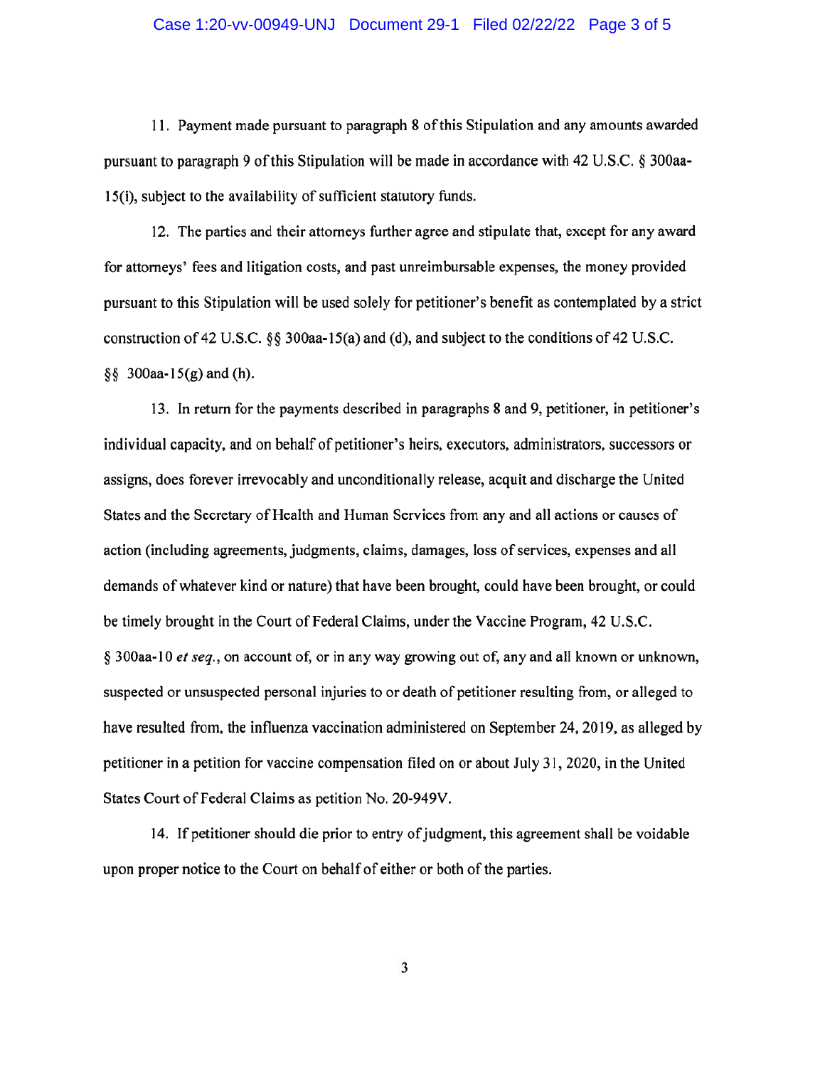11. Payment made pursuant to paragraph 8 of this Stipulation and any amounts awarded pursuant to paragraph 9 of this Stipulation will be made in accordance with 42 U.S.C. § 300aa-15(i), subject to the availability of sufficient statutory funds.

12. The parties and their attorneys further agree and stipulate that, except for any award for attorneys' fees and litigation costs, and past unreimbursable expenses, the money provided pursuant to this Stipulation will be used solely for petitioner's benefit as contemplated by a strict construction of 42 U.S.C. §§ 300aa-15(a) and (d), and subject to the conditions of 42 U.S.C. §§ 300aa-15(g) and (h).

13. In return for the payments described in paragraphs 8 and 9, petitioner, in petitioner's individual capacity, and on behalf of petitioner's heirs, executors, administrators, successors or assigns, does forever irrevocably and unconditionally release, acquit and discharge the United States and the Secretary of Health and Human Services from any and all actions or causes of action (including agreements, judgments, claims, damages, loss of services, expenses and all demands of whatever kind or nature) that have been brought, could have been brought, or could be timely brought in the Court of Federal Claims, under the Vaccine Program, 42 U.S.C. § 300aa-10 *et seq.*, on account of, or in any way growing out of, any and all known or unknown, suspected or unsuspected personal injuries to or death of petitioner resulting from, or alleged to have resulted from, the influenza vaccination administered on September 24, 2019, as alleged by petitioner in a petition for vaccine compensation filed on or about July 31, 2020, in the United States Court of Federal Claims as petition No. 20-949V.

14. If petitioner should die prior to entry of judgment, this agreement shall be voidable upon proper notice to the Court on behalf of either or both of the parties.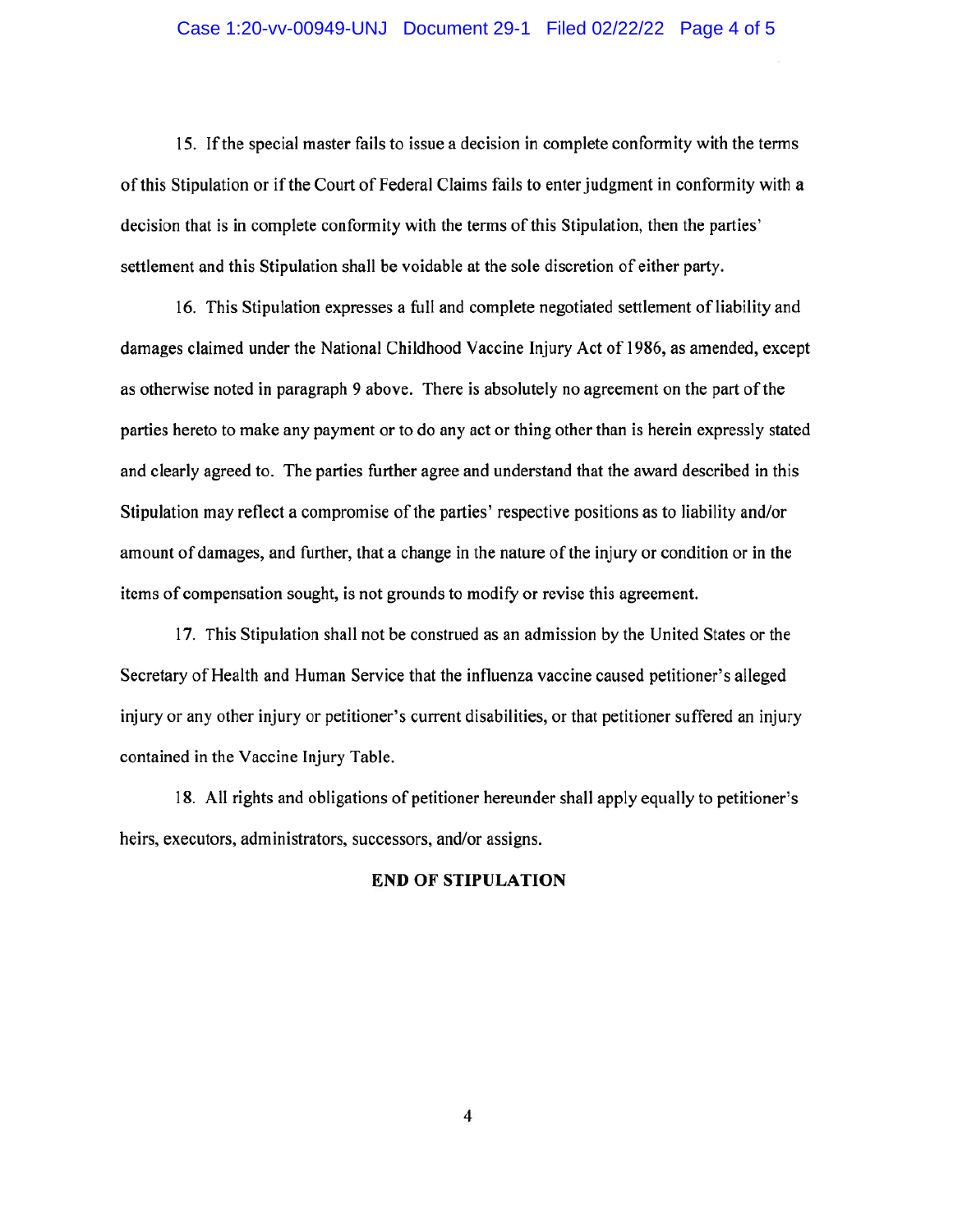15. If the special master fails to issue a decision in complete conformity with the terms of this Stipulation or if the Court of Federal Claims fails to enter judgment in conformity with a decision that is in complete conformity with the terms of this Stipulation, then the parties' settlement and this Stipulation shall be voidable at the sole discretion of either party.

16. This Stipulation expresses a full and complete negotiated settlement of liability and damages claimed under the National Childhood Vaccine Injury Act of 1986, as amended, except as otherwise noted in paragraph 9 above. There is absolutely no agreement on the part of the parties hereto to make any payment or to do any act or thing other than is herein expressly stated and clearly agreed to. The parties further agree and understand that the award described in this Stipulation may reflect a compromise of the parties' respective positions as to liability and/or amount of damages, and further, that a change in the nature of the injury or condition or in the items of compensation sought, is not grounds to modify or revise this agreement.

17. This Stipulation shall not be construed as an admission by the United States or the Secretary of Health and Human Service that the influenza vaccine caused petitioner's alleged injury or any other injury or petitioner's current disabilities, or that petitioner suffered an injury contained in the Vaccine Injury Table.

18. All rights and obligations of petitioner hereunder shall apply equally to petitioner's heirs, executors, administrators, successors, and/or assigns.

**END OF STIPULATION**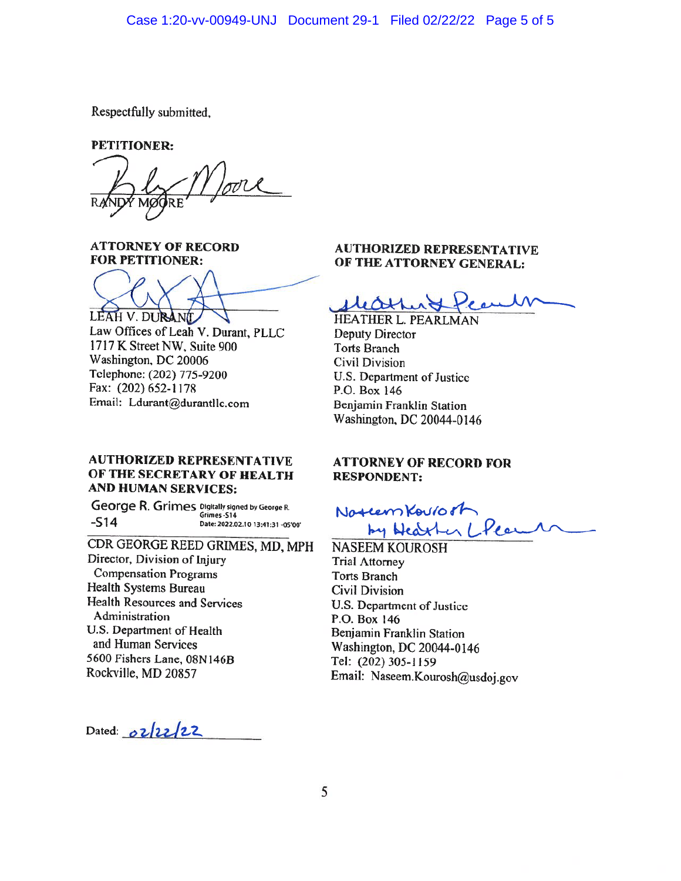Respectfully submitted,

**PETITIONER:**

RANDY MOORE

**ATTORNEY OF RECORD FOR PETITIONER:**

LEAH V. DURANT
Law Offices of Leah V. Durant, PLLC
1717 K Street NW, Suite 900
Washington, DC 20006
Telephone: (202) 775-9200
Fax: (202) 652-1178
Email: Ldurant@durantllc.com

**AUTHORIZED REPRESENTATIVE OF THE ATTORNEY GENERAL:**

HEATHER L. PEARLMAN
Deputy Director
Torts Branch
Civil Division
U.S. Department of Justice
P.O. Box 146
Benjamin Franklin Station
Washington, DC 20044-0146

**AUTHORIZED REPRESENTATIVE OF THE SECRETARY OF HEALTH AND HUMAN SERVICES:**

George R. Grimes -S14 Digitally signed by George R. Grimes -S14 Date: 2022.02.10 13:41:31 -05'00'

CDR GEORGE REED GRIMES, MD, MPH
Director, Division of Injury Compensation Programs
Health Systems Bureau
Health Resources and Services Administration
U.S. Department of Health and Human Services
5600 Fishers Lane, 08N146B
Rockville, MD 20857

**ATTORNEY OF RECORD FOR RESPONDENT:**

Naseem Kourosh by Heather L Pearlman

NASEEM KOUROSH
Trial Attorney
Torts Branch
Civil Division
U.S. Department of Justice
P.O. Box 146
Benjamin Franklin Station
Washington, DC 20044-0146
Tel: (202) 305-1159
Email: Naseem.Kourosh@usdoj.gov

Dated: 02/22/22